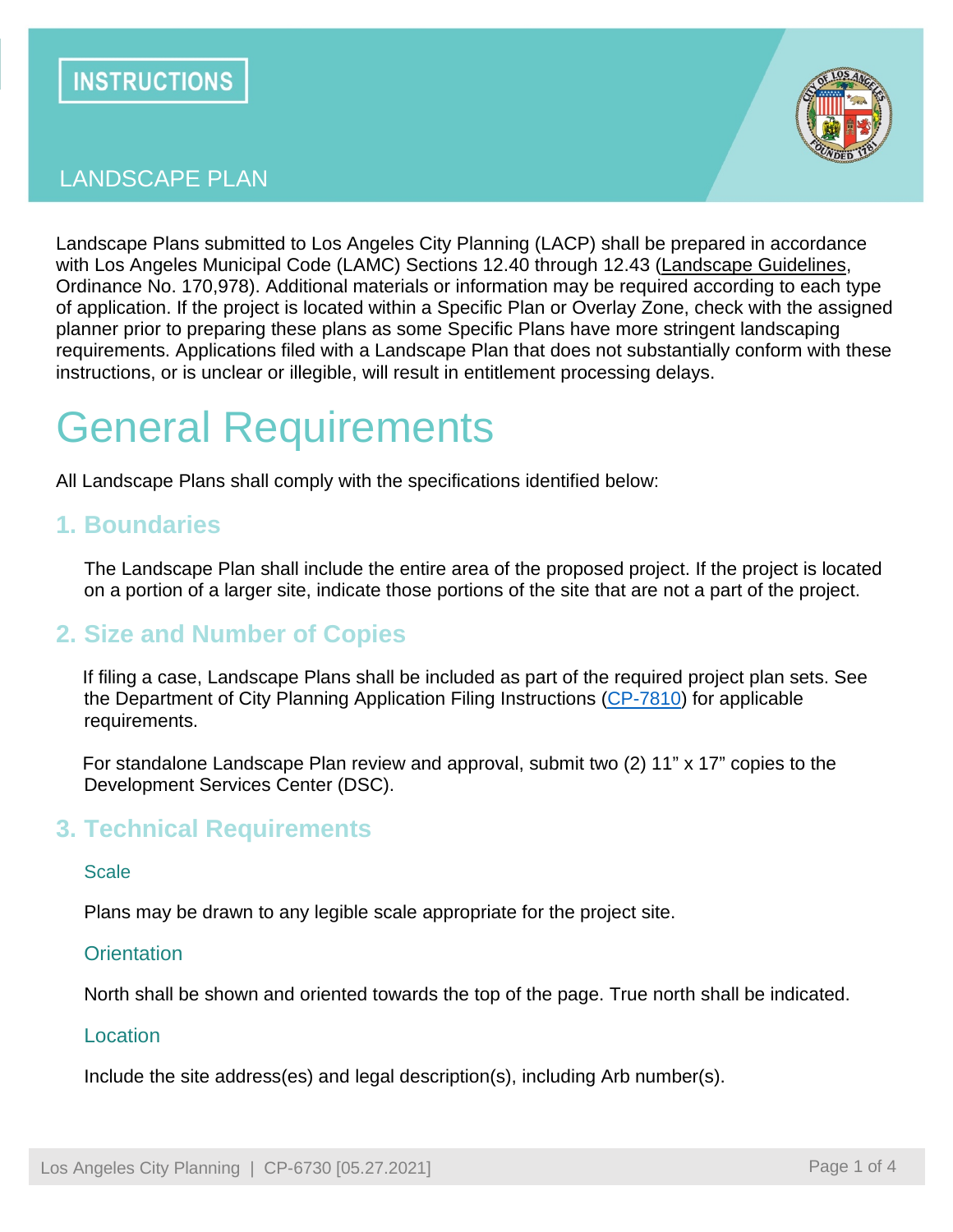INSTRUCTIONS

# LANDSCAPE PLAN

Landscape Plans submitted to Los Angeles City Planning (LACP) shall be prepared in accordance with Los Angeles Municipal Code (LAMC) Sections 12.40 through 12.43 (Landscape Guidelines, Ordinance No. 170,978). Additional materials or information may be required according to each type of application. If the project is located within a Specific Plan or Overlay Zone, check with the assigned planner prior to preparing these plans as some Specific Plans have more stringent landscaping requirements. Applications filed with a Landscape Plan that does not substantially conform with these instructions, or is unclear or illegible, will result in entitlement processing delays.

# General Requirements

All Landscape Plans shall comply with the specifications identified below:

## 1. Boundaries

The Landscape Plan shall include the entire area of the proposed project. If the project is located on a portion of a larger site, indicate those portions of the site that are not a part of the project.

## 2. Size and Number of Copies

If filing a case, Landscape Plans shall be included as part of the required project plan sets. See the Department of City Planning Application Filing Instructions (CP-7810) for applicable requirements.

For standalone Landscape Plan review and approval, submit two (2) 11" x 17" copies to the Development Services Center (DSC).

## 3. Technical Requirements

### Scale

Plans may be drawn to any legible scale appropriate for the project site.

### Orientation

North shall be shown and oriented towards the top of the page. True north shall be indicated.

### Location

Include the site address(es) and legal description(s), including Arb number(s).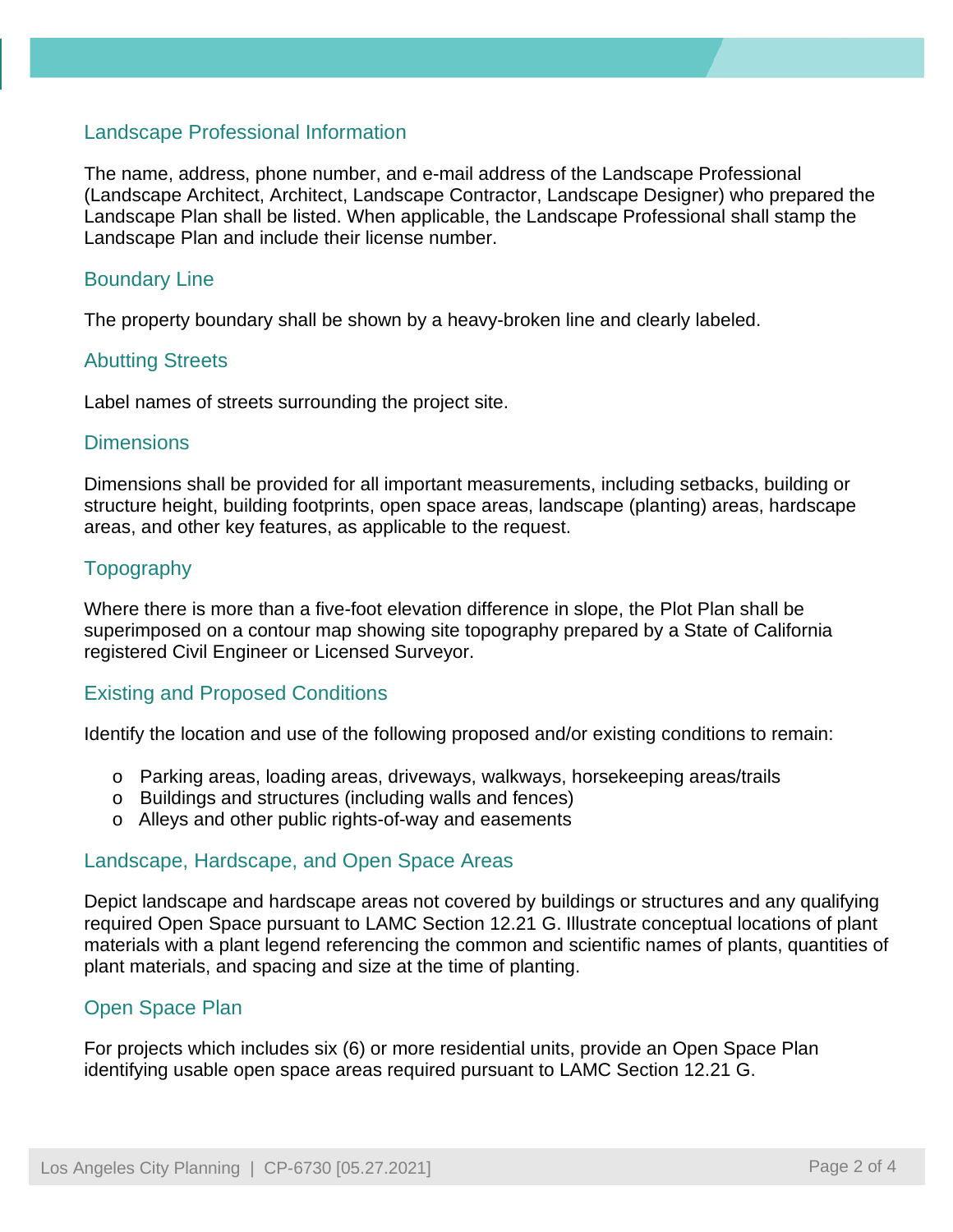## Landscape Professional Information

The name, address, phone number, and e-mail address of the Landscape Professional (Landscape Architect, Architect, Landscape Contractor, Landscape Designer) who prepared the Landscape Plan shall be listed. When applicable, the Landscape Professional shall stamp the Landscape Plan and include their license number.

## Boundary Line

The property boundary shall be shown by a heavy-broken line and clearly labeled.

## Abutting Streets

Label names of streets surrounding the project site.

## Dimensions

Dimensions shall be provided for all important measurements, including setbacks, building or structure height, building footprints, open space areas, landscape (planting) areas, hardscape areas, and other key features, as applicable to the request.

## Topography

Where there is more than a five-foot elevation difference in slope, the Plot Plan shall be superimposed on a contour map showing site topography prepared by a State of California registered Civil Engineer or Licensed Surveyor.

## Existing and Proposed Conditions

Identify the location and use of the following proposed and/or existing conditions to remain:

- Parking areas, loading areas, driveways, walkways, horsekeeping areas/trails
- Buildings and structures (including walls and fences)
- Alleys and other public rights-of-way and easements

## Landscape, Hardscape, and Open Space Areas

Depict landscape and hardscape areas not covered by buildings or structures and any qualifying required Open Space pursuant to LAMC Section 12.21 G. Illustrate conceptual locations of plant materials with a plant legend referencing the common and scientific names of plants, quantities of plant materials, and spacing and size at the time of planting.

## Open Space Plan

For projects which includes six (6) or more residential units, provide an Open Space Plan identifying usable open space areas required pursuant to LAMC Section 12.21 G.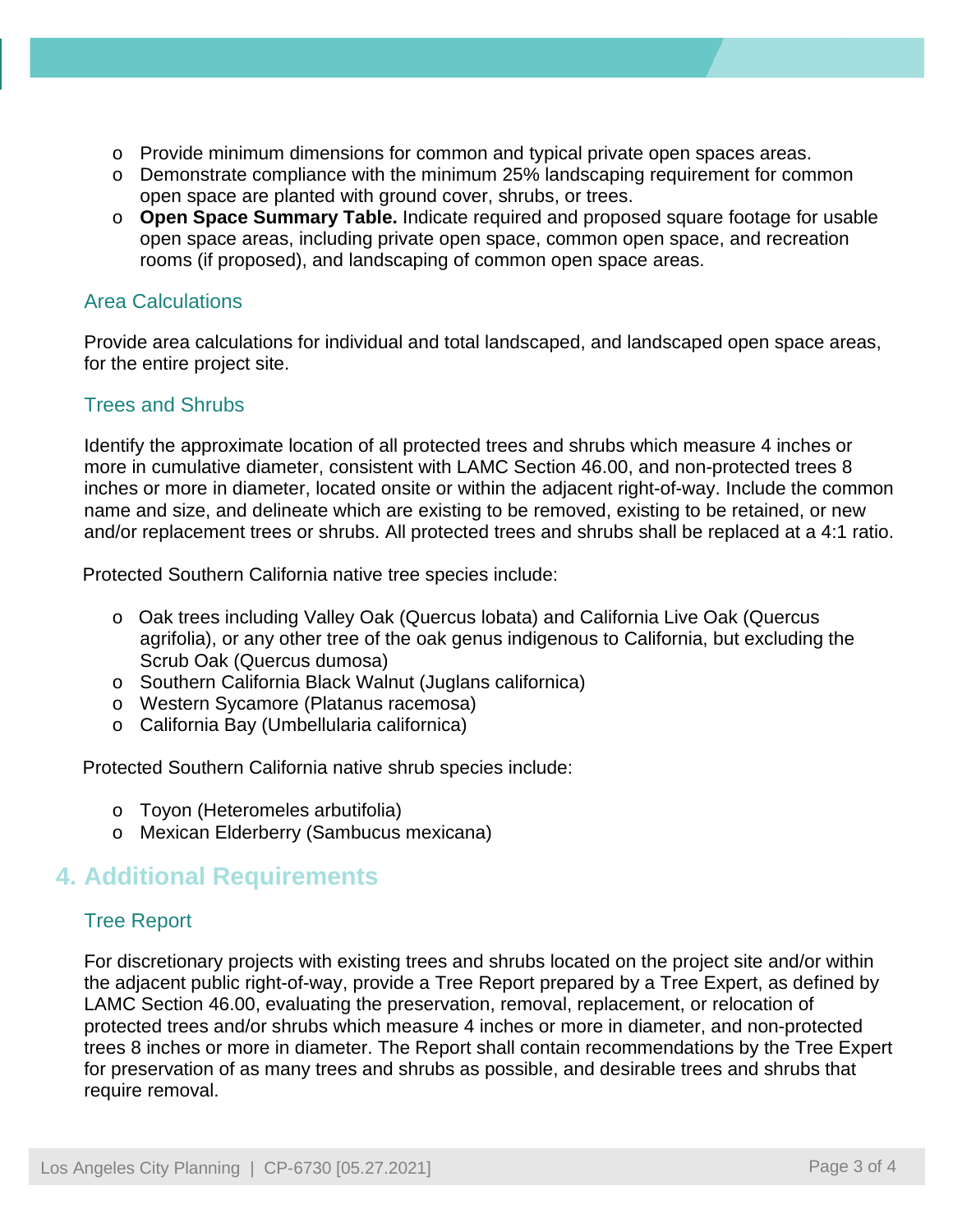- Provide minimum dimensions for common and typical private open spaces areas.
- Demonstrate compliance with the minimum 25% landscaping requirement for common open space are planted with ground cover, shrubs, or trees.
- **Open Space Summary Table.** Indicate required and proposed square footage for usable open space areas, including private open space, common open space, and recreation rooms (if proposed), and landscaping of common open space areas.

### Area Calculations

Provide area calculations for individual and total landscaped, and landscaped open space areas, for the entire project site.

### Trees and Shrubs

Identify the approximate location of all protected trees and shrubs which measure 4 inches or more in cumulative diameter, consistent with LAMC Section 46.00, and non-protected trees 8 inches or more in diameter, located onsite or within the adjacent right-of-way. Include the common name and size, and delineate which are existing to be removed, existing to be retained, or new and/or replacement trees or shrubs. All protected trees and shrubs shall be replaced at a 4:1 ratio.

Protected Southern California native tree species include:

- Oak trees including Valley Oak (Quercus lobata) and California Live Oak (Quercus agrifolia), or any other tree of the oak genus indigenous to California, but excluding the Scrub Oak (Quercus dumosa)
- Southern California Black Walnut (Juglans californica)
- Western Sycamore (Platanus racemosa)
- California Bay (Umbellularia californica)

Protected Southern California native shrub species include:

- Toyon (Heteromeles arbutifolia)
- Mexican Elderberry (Sambucus mexicana)

## 4. Additional Requirements

### Tree Report

For discretionary projects with existing trees and shrubs located on the project site and/or within the adjacent public right-of-way, provide a Tree Report prepared by a Tree Expert, as defined by LAMC Section 46.00, evaluating the preservation, removal, replacement, or relocation of protected trees and/or shrubs which measure 4 inches or more in diameter, and non-protected trees 8 inches or more in diameter. The Report shall contain recommendations by the Tree Expert for preservation of as many trees and shrubs as possible, and desirable trees and shrubs that require removal.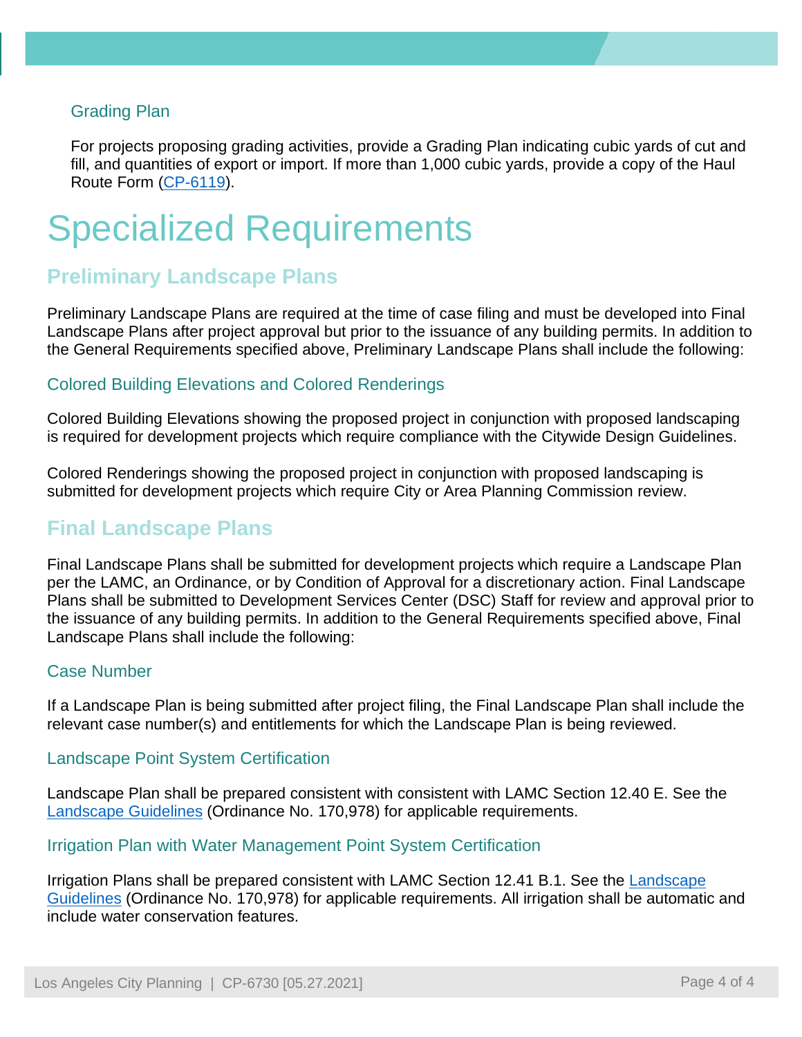### Grading Plan

For projects proposing grading activities, provide a Grading Plan indicating cubic yards of cut and fill, and quantities of export or import. If more than 1,000 cubic yards, provide a copy of the Haul Route Form (CP-6119).

# Specialized Requirements

## Preliminary Landscape Plans

Preliminary Landscape Plans are required at the time of case filing and must be developed into Final Landscape Plans after project approval but prior to the issuance of any building permits. In addition to the General Requirements specified above, Preliminary Landscape Plans shall include the following:

### Colored Building Elevations and Colored Renderings

Colored Building Elevations showing the proposed project in conjunction with proposed landscaping is required for development projects which require compliance with the Citywide Design Guidelines.

Colored Renderings showing the proposed project in conjunction with proposed landscaping is submitted for development projects which require City or Area Planning Commission review.

## Final Landscape Plans

Final Landscape Plans shall be submitted for development projects which require a Landscape Plan per the LAMC, an Ordinance, or by Condition of Approval for a discretionary action. Final Landscape Plans shall be submitted to Development Services Center (DSC) Staff for review and approval prior to the issuance of any building permits. In addition to the General Requirements specified above, Final Landscape Plans shall include the following:

### Case Number

If a Landscape Plan is being submitted after project filing, the Final Landscape Plan shall include the relevant case number(s) and entitlements for which the Landscape Plan is being reviewed.

### Landscape Point System Certification

Landscape Plan shall be prepared consistent with consistent with LAMC Section 12.40 E. See the Landscape Guidelines (Ordinance No. 170,978) for applicable requirements.

### Irrigation Plan with Water Management Point System Certification

Irrigation Plans shall be prepared consistent with LAMC Section 12.41 B.1. See the Landscape Guidelines (Ordinance No. 170,978) for applicable requirements. All irrigation shall be automatic and include water conservation features.